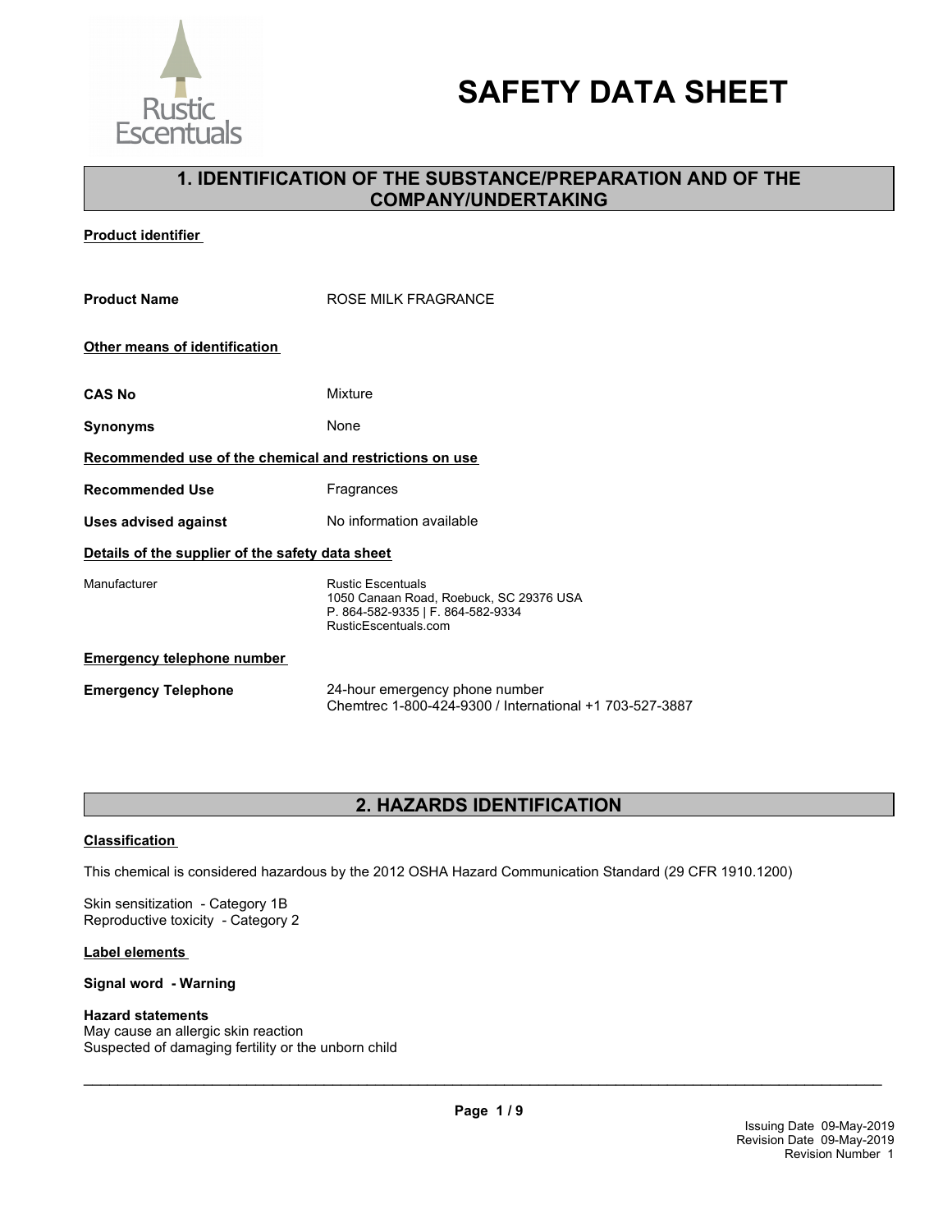# SAFETY DATA SHEET

## 1. IDENTIFICATION OF THE SUBSTANCE/PREPARATION AND OF THE COMPANY/UNDERTAKING

**Product identifier**

| | |
|---|---|
| **Product Name** | ROSE MILK FRAGRANCE |

**Other means of identification**

| | |
|---|---|
| **CAS No** | Mixture |
| **Synonyms** | None |

**Recommended use of the chemical and restrictions on use**

| | |
|---|---|
| **Recommended Use** | Fragrances |
| **Uses advised against** | No information available |

**Details of the supplier of the safety data sheet**

| | |
|---|---|
| Manufacturer | Rustic Escentuals<br>1050 Canaan Road, Roebuck, SC 29376 USA<br>P. 864-582-9335 \| F. 864-582-9334<br>RusticEscentuals.com |

**Emergency telephone number**

| | |
|---|---|
| **Emergency Telephone** | 24-hour emergency phone number<br>Chemtrec 1-800-424-9300 / International +1 703-527-3887 |

## 2. HAZARDS IDENTIFICATION

**Classification**

This chemical is considered hazardous by the 2012 OSHA Hazard Communication Standard (29 CFR 1910.1200)

Skin sensitization - Category 1B
Reproductive toxicity - Category 2

**Label elements**

**Signal word - Warning**

**Hazard statements**
May cause an allergic skin reaction
Suspected of damaging fertility or the unborn child

Issuing Date 09-May-2019
Revision Date 09-May-2019
Revision Number 1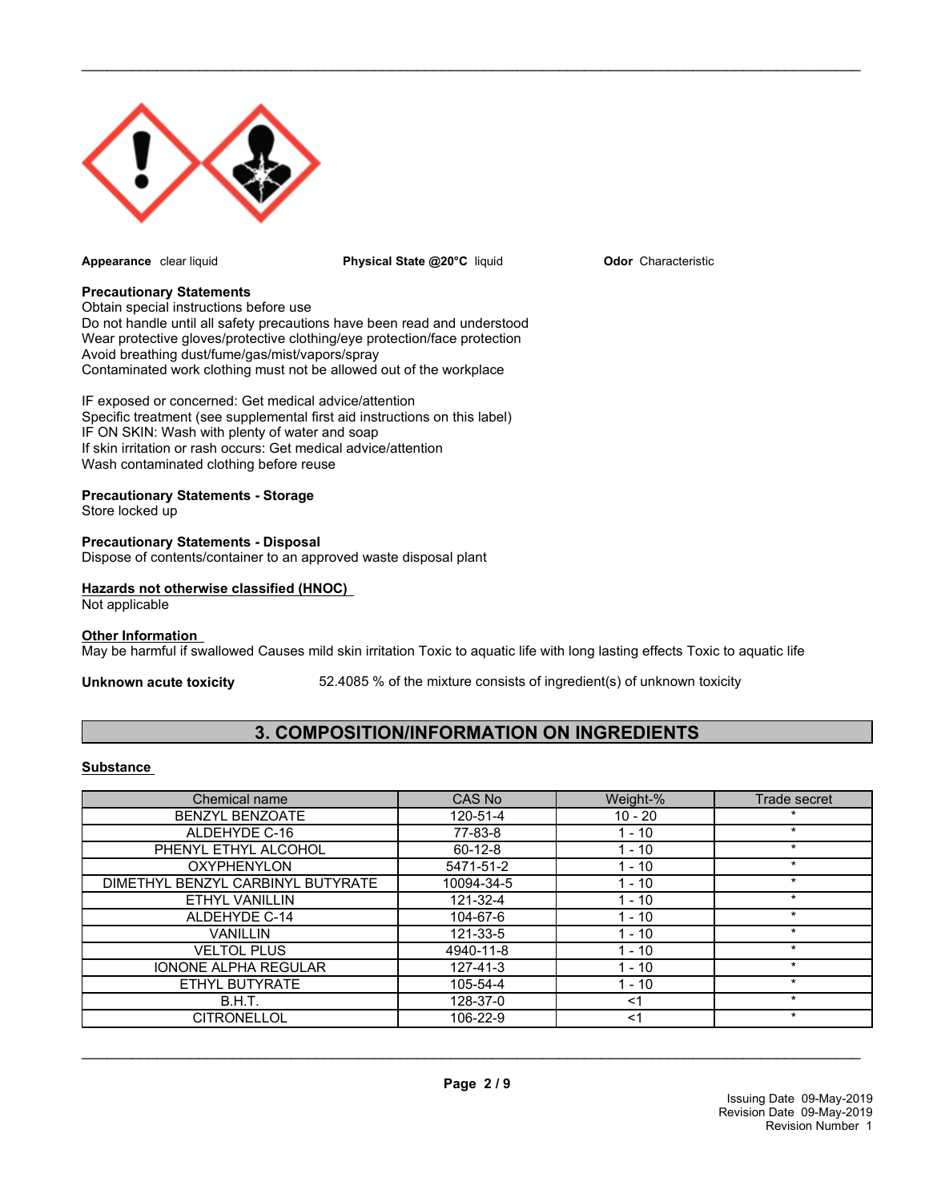**Appearance** clear liquid

**Physical State @20°C** liquid

**Odor** Characteristic

**Precautionary Statements**
Obtain special instructions before use
Do not handle until all safety precautions have been read and understood
Wear protective gloves/protective clothing/eye protection/face protection
Avoid breathing dust/fume/gas/mist/vapors/spray
Contaminated work clothing must not be allowed out of the workplace

IF exposed or concerned: Get medical advice/attention
Specific treatment (see supplemental first aid instructions on this label)
IF ON SKIN: Wash with plenty of water and soap
If skin irritation or rash occurs: Get medical advice/attention
Wash contaminated clothing before reuse

**Precautionary Statements - Storage**
Store locked up

**Precautionary Statements - Disposal**
Dispose of contents/container to an approved waste disposal plant

**Hazards not otherwise classified (HNOC)**
Not applicable

**Other Information**
May be harmful if swallowed Causes mild skin irritation Toxic to aquatic life with long lasting effects Toxic to aquatic life

**Unknown acute toxicity** 52.4085 % of the mixture consists of ingredient(s) of unknown toxicity

## 3. COMPOSITION/INFORMATION ON INGREDIENTS

**Substance**

| Chemical name | CAS No | Weight-% | Trade secret |
|---|---|---|---|
| BENZYL BENZOATE | 120-51-4 | 10 - 20 | * |
| ALDEHYDE C-16 | 77-83-8 | 1 - 10 | * |
| PHENYL ETHYL ALCOHOL | 60-12-8 | 1 - 10 | * |
| OXYPHENYLON | 5471-51-2 | 1 - 10 | * |
| DIMETHYL BENZYL CARBINYL BUTYRATE | 10094-34-5 | 1 - 10 | * |
| ETHYL VANILLIN | 121-32-4 | 1 - 10 | * |
| ALDEHYDE C-14 | 104-67-6 | 1 - 10 | * |
| VANILLIN | 121-33-5 | 1 - 10 | * |
| VELTOL PLUS | 4940-11-8 | 1 - 10 | * |
| IONONE ALPHA REGULAR | 127-41-3 | 1 - 10 | * |
| ETHYL BUTYRATE | 105-54-4 | 1 - 10 | * |
| B.H.T. | 128-37-0 | <1 | * |
| CITRONELLOL | 106-22-9 | <1 | * |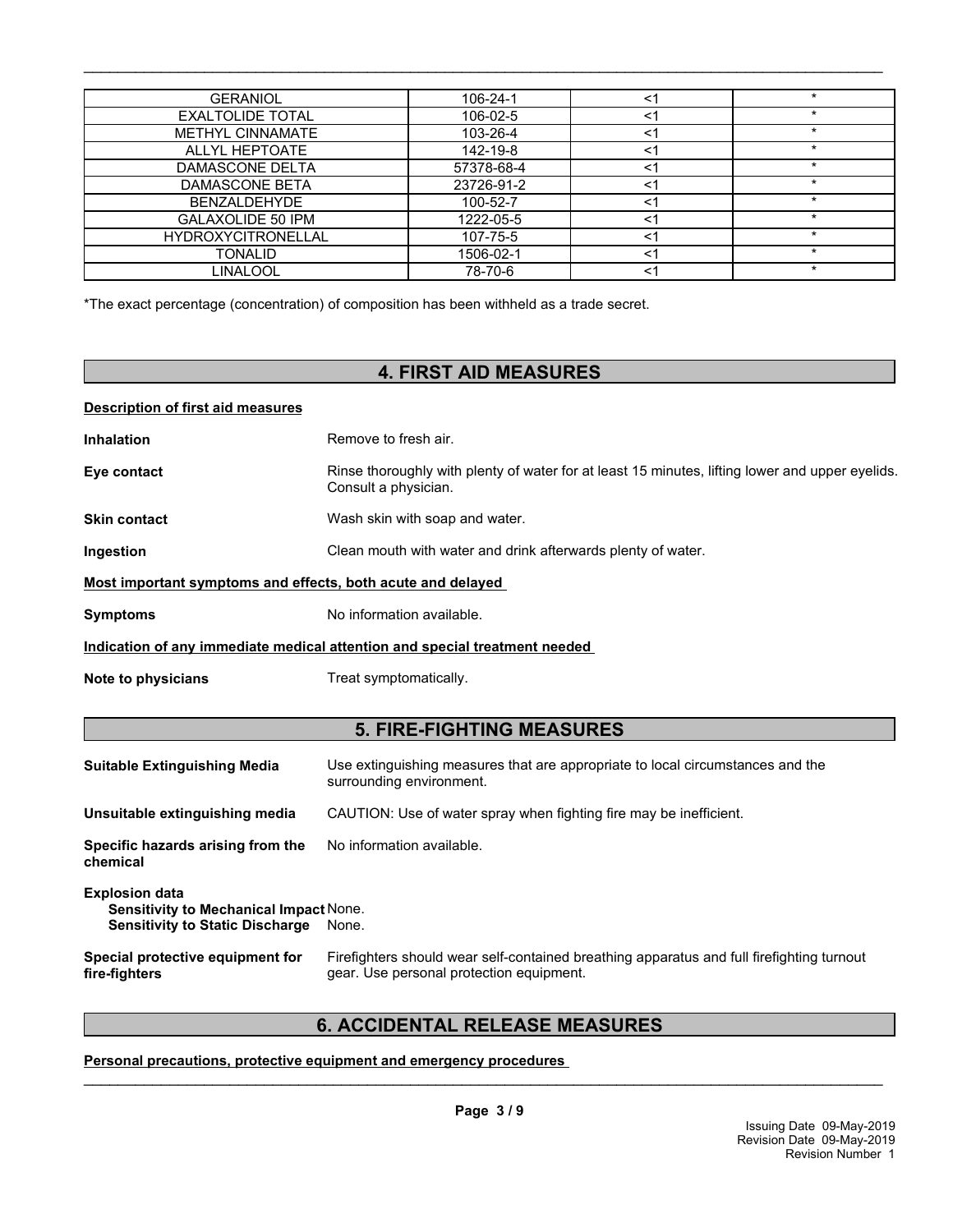| | | | |
|---|---|---|---|
| GERANIOL | 106-24-1 | <1 | * |
| EXALTOLIDE TOTAL | 106-02-5 | <1 | * |
| METHYL CINNAMATE | 103-26-4 | <1 | * |
| ALLYL HEPTOATE | 142-19-8 | <1 | * |
| DAMASCONE DELTA | 57378-68-4 | <1 | * |
| DAMASCONE BETA | 23726-91-2 | <1 | * |
| BENZALDEHYDE | 100-52-7 | <1 | * |
| GALAXOLIDE 50 IPM | 1222-05-5 | <1 | * |
| HYDROXYCITRONELLAL | 107-75-5 | <1 | * |
| TONALID | 1506-02-1 | <1 | * |
| LINALOOL | 78-70-6 | <1 | * |

*The exact percentage (concentration) of composition has been withheld as a trade secret.

## 4. FIRST AID MEASURES

**Description of first aid measures**

**Inhalation** Remove to fresh air.

**Eye contact** Rinse thoroughly with plenty of water for at least 15 minutes, lifting lower and upper eyelids. Consult a physician.

**Skin contact** Wash skin with soap and water.

**Ingestion** Clean mouth with water and drink afterwards plenty of water.

**Most important symptoms and effects, both acute and delayed**

**Symptoms** No information available.

**Indication of any immediate medical attention and special treatment needed**

**Note to physicians** Treat symptomatically.

## 5. FIRE-FIGHTING MEASURES

**Suitable Extinguishing Media** Use extinguishing measures that are appropriate to local circumstances and the surrounding environment.

**Unsuitable extinguishing media** CAUTION: Use of water spray when fighting fire may be inefficient.

**Specific hazards arising from the chemical** No information available.

**Explosion data**
**Sensitivity to Mechanical Impact** None.
**Sensitivity to Static Discharge** None.

**Special protective equipment for fire-fighters** Firefighters should wear self-contained breathing apparatus and full firefighting turnout gear. Use personal protection equipment.

## 6. ACCIDENTAL RELEASE MEASURES

**Personal precautions, protective equipment and emergency procedures**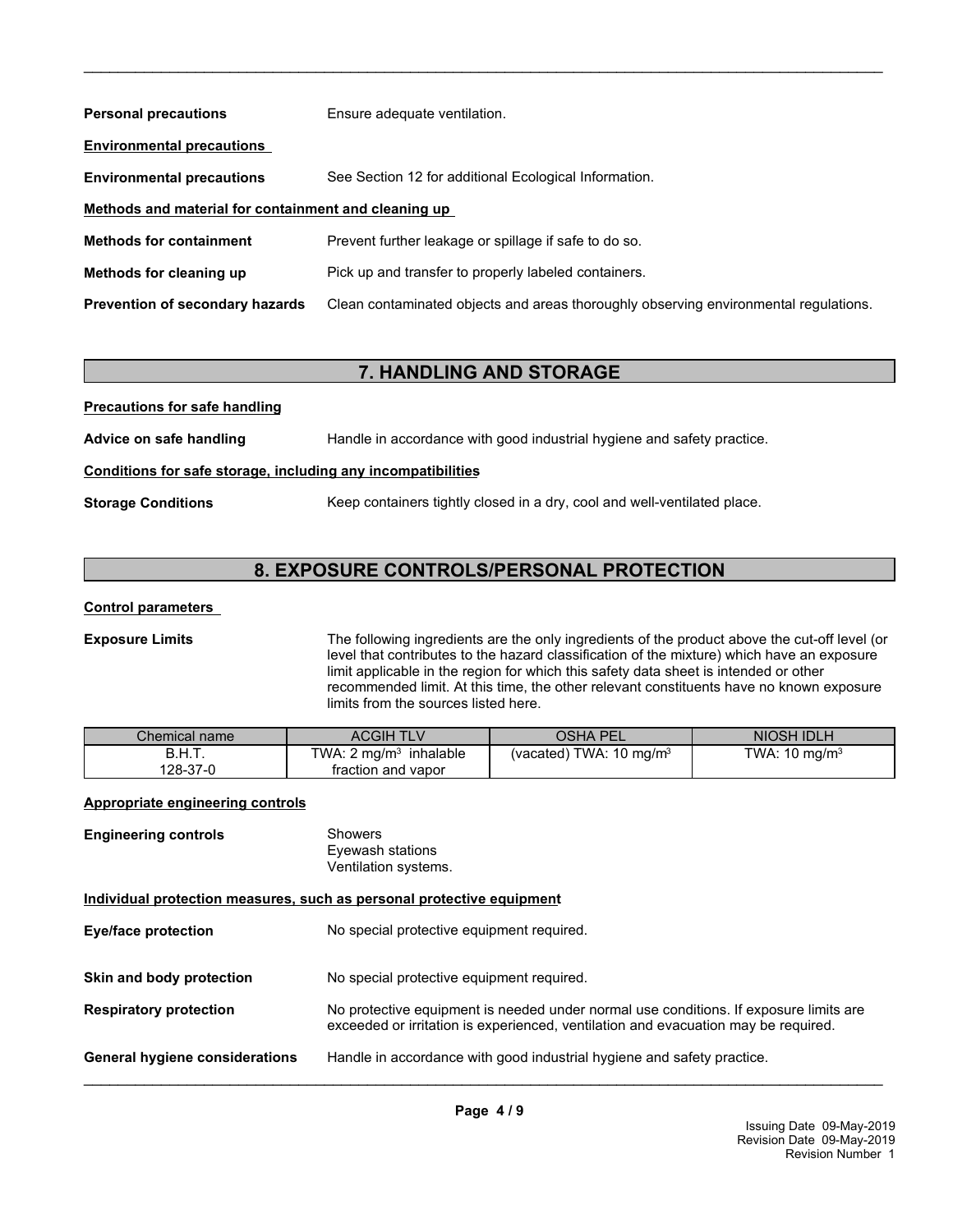**Personal precautions** Ensure adequate ventilation.

**Environmental precautions**

**Environmental precautions** See Section 12 for additional Ecological Information.

**Methods and material for containment and cleaning up**

**Methods for containment** Prevent further leakage or spillage if safe to do so.

**Methods for cleaning up** Pick up and transfer to properly labeled containers.

**Prevention of secondary hazards** Clean contaminated objects and areas thoroughly observing environmental regulations.

## 7. HANDLING AND STORAGE

**Precautions for safe handling**

**Advice on safe handling** Handle in accordance with good industrial hygiene and safety practice.

**Conditions for safe storage, including any incompatibilities**

**Storage Conditions** Keep containers tightly closed in a dry, cool and well-ventilated place.

## 8. EXPOSURE CONTROLS/PERSONAL PROTECTION

**Control parameters**

**Exposure Limits** The following ingredients are the only ingredients of the product above the cut-off level (or level that contributes to the hazard classification of the mixture) which have an exposure limit applicable in the region for which this safety data sheet is intended or other recommended limit. At this time, the other relevant constituents have no known exposure limits from the sources listed here.

| Chemical name | ACGIH TLV | OSHA PEL | NIOSH IDLH |
|---|---|---|---|
| B.H.T.<br>128-37-0 | TWA: 2 mg/m$^3$ inhalable fraction and vapor | (vacated) TWA: 10 mg/m$^3$ | TWA: 10 mg/m$^3$ |

**Appropriate engineering controls**

**Engineering controls** Showers
Eyewash stations
Ventilation systems.

**Individual protection measures, such as personal protective equipment**

**Eye/face protection** No special protective equipment required.

**Skin and body protection** No special protective equipment required.

**Respiratory protection** No protective equipment is needed under normal use conditions. If exposure limits are exceeded or irritation is experienced, ventilation and evacuation may be required.

**General hygiene considerations** Handle in accordance with good industrial hygiene and safety practice.

Issuing Date 09-May-2019
Revision Date 09-May-2019
Revision Number 1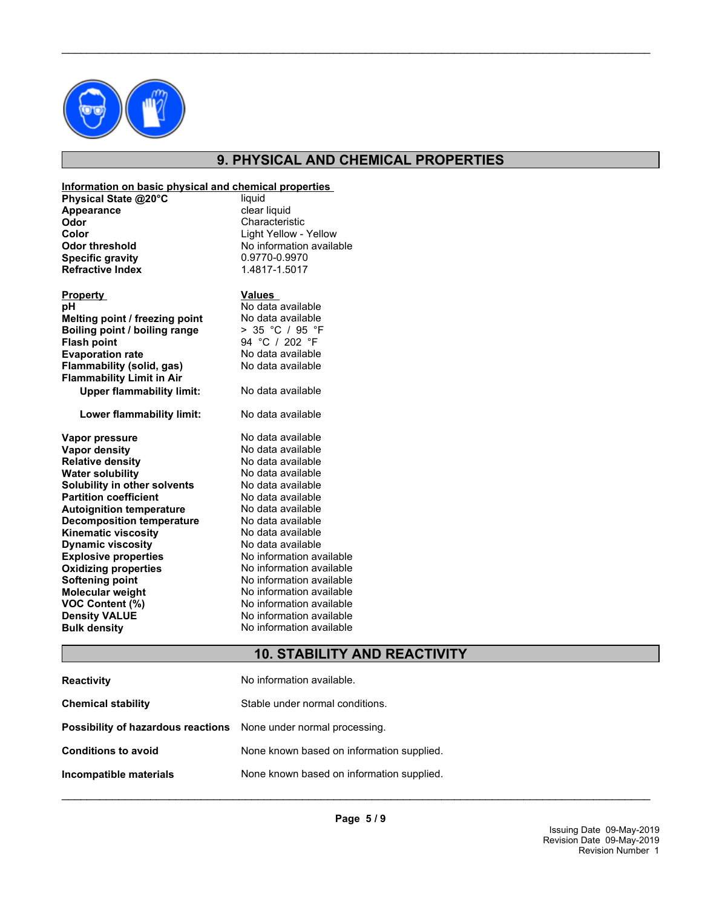## 9. PHYSICAL AND CHEMICAL PROPERTIES

**Information on basic physical and chemical properties**

| | |
|---|---|
| **Physical State @20°C** | liquid |
| **Appearance** | clear liquid |
| **Odor** | Characteristic |
| **Color** | Light Yellow - Yellow |
| **Odor threshold** | No information available |
| **Specific gravity** | 0.9770-0.9970 |
| **Refractive Index** | 1.4817-1.5017 |

| **Property** | **Values** |
|---|---|
| **pH** | No data available |
| **Melting point / freezing point** | No data available |
| **Boiling point / boiling range** | > 35 °C / 95 °F |
| **Flash point** | 94 °C / 202 °F |
| **Evaporation rate** | No data available |
| **Flammability (solid, gas)** | No data available |
| **Flammability Limit in Air** | |
| **Upper flammability limit:** | No data available |
| **Lower flammability limit:** | No data available |
| **Vapor pressure** | No data available |
| **Vapor density** | No data available |
| **Relative density** | No data available |
| **Water solubility** | No data available |
| **Solubility in other solvents** | No data available |
| **Partition coefficient** | No data available |
| **Autoignition temperature** | No data available |
| **Decomposition temperature** | No data available |
| **Kinematic viscosity** | No data available |
| **Dynamic viscosity** | No data available |
| **Explosive properties** | No information available |
| **Oxidizing properties** | No information available |
| **Softening point** | No information available |
| **Molecular weight** | No information available |
| **VOC Content (%)** | No information available |
| **Density VALUE** | No information available |
| **Bulk density** | No information available |

## 10. STABILITY AND REACTIVITY

| | |
|---|---|
| **Reactivity** | No information available. |
| **Chemical stability** | Stable under normal conditions. |
| **Possibility of hazardous reactions** | None under normal processing. |
| **Conditions to avoid** | None known based on information supplied. |
| **Incompatible materials** | None known based on information supplied. |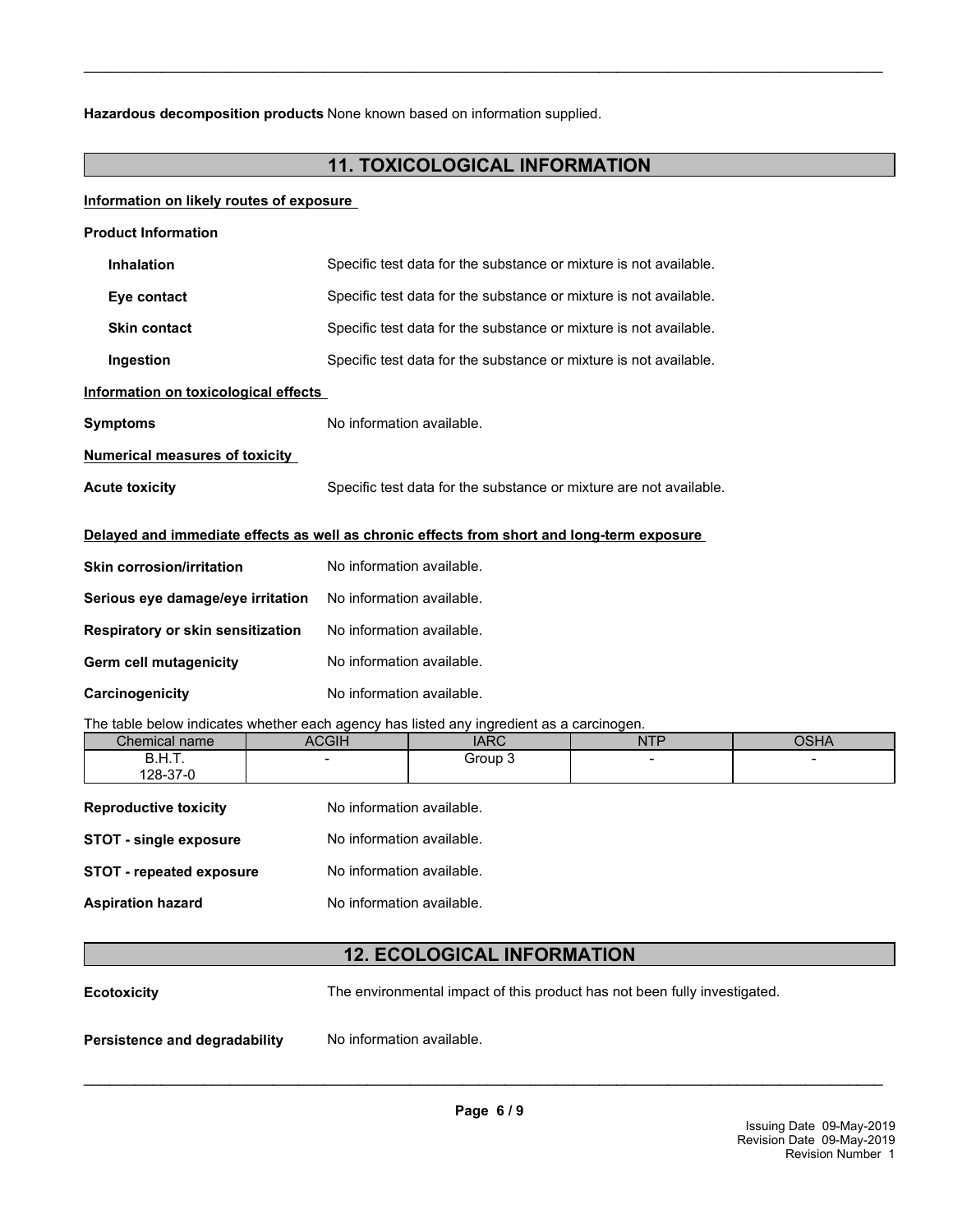**Hazardous decomposition products** None known based on information supplied.

## 11. TOXICOLOGICAL INFORMATION

**Information on likely routes of exposure**

**Product Information**

**Inhalation** Specific test data for the substance or mixture is not available.

**Eye contact** Specific test data for the substance or mixture is not available.

**Skin contact** Specific test data for the substance or mixture is not available.

**Ingestion** Specific test data for the substance or mixture is not available.

**Information on toxicological effects**

**Symptoms** No information available.

**Numerical measures of toxicity**

**Acute toxicity** Specific test data for the substance or mixture are not available.

**Delayed and immediate effects as well as chronic effects from short and long-term exposure**

**Skin corrosion/irritation** No information available.

**Serious eye damage/eye irritation** No information available.

**Respiratory or skin sensitization** No information available.

**Germ cell mutagenicity** No information available.

**Carcinogenicity** No information available.

The table below indicates whether each agency has listed any ingredient as a carcinogen.

| Chemical name | ACGIH | IARC | NTP | OSHA |
|---|---|---|---|---|
| B.H.T.<br>128-37-0 | - | Group 3 | - | - |

**Reproductive toxicity** No information available.

**STOT - single exposure** No information available.

**STOT - repeated exposure** No information available.

**Aspiration hazard** No information available.

## 12. ECOLOGICAL INFORMATION

**Ecotoxicity** The environmental impact of this product has not been fully investigated.

**Persistence and degradability** No information available.

Issuing Date 09-May-2019
Revision Date 09-May-2019
Revision Number 1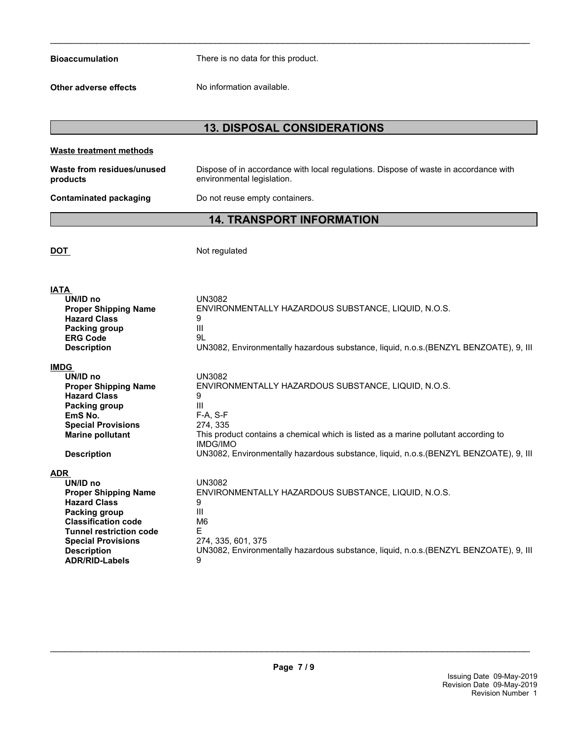**Bioaccumulation** There is no data for this product.

**Other adverse effects** No information available.

## 13. DISPOSAL CONSIDERATIONS

**Waste treatment methods**

**Waste from residues/unused products** Dispose of in accordance with local regulations. Dispose of waste in accordance with environmental legislation.

**Contaminated packaging** Do not reuse empty containers.

## 14. TRANSPORT INFORMATION

**DOT** Not regulated

**IATA**

| | |
|---|---|
| **UN/ID no** | UN3082 |
| **Proper Shipping Name** | ENVIRONMENTALLY HAZARDOUS SUBSTANCE, LIQUID, N.O.S. |
| **Hazard Class** | 9 |
| **Packing group** | III |
| **ERG Code** | 9L |
| **Description** | UN3082, Environmentally hazardous substance, liquid, n.o.s.(BENZYL BENZOATE), 9, III |

**IMDG**

| | |
|---|---|
| **UN/ID no** | UN3082 |
| **Proper Shipping Name** | ENVIRONMENTALLY HAZARDOUS SUBSTANCE, LIQUID, N.O.S. |
| **Hazard Class** | 9 |
| **Packing group** | III |
| **EmS No.** | F-A, S-F |
| **Special Provisions** | 274, 335 |
| **Marine pollutant** | This product contains a chemical which is listed as a marine pollutant according to IMDG/IMO |
| **Description** | UN3082, Environmentally hazardous substance, liquid, n.o.s.(BENZYL BENZOATE), 9, III |

**ADR**

| | |
|---|---|
| **UN/ID no** | UN3082 |
| **Proper Shipping Name** | ENVIRONMENTALLY HAZARDOUS SUBSTANCE, LIQUID, N.O.S. |
| **Hazard Class** | 9 |
| **Packing group** | III |
| **Classification code** | M6 |
| **Tunnel restriction code** | E |
| **Special Provisions** | 274, 335, 601, 375 |
| **Description** | UN3082, Environmentally hazardous substance, liquid, n.o.s.(BENZYL BENZOATE), 9, III |
| **ADR/RID-Labels** | 9 |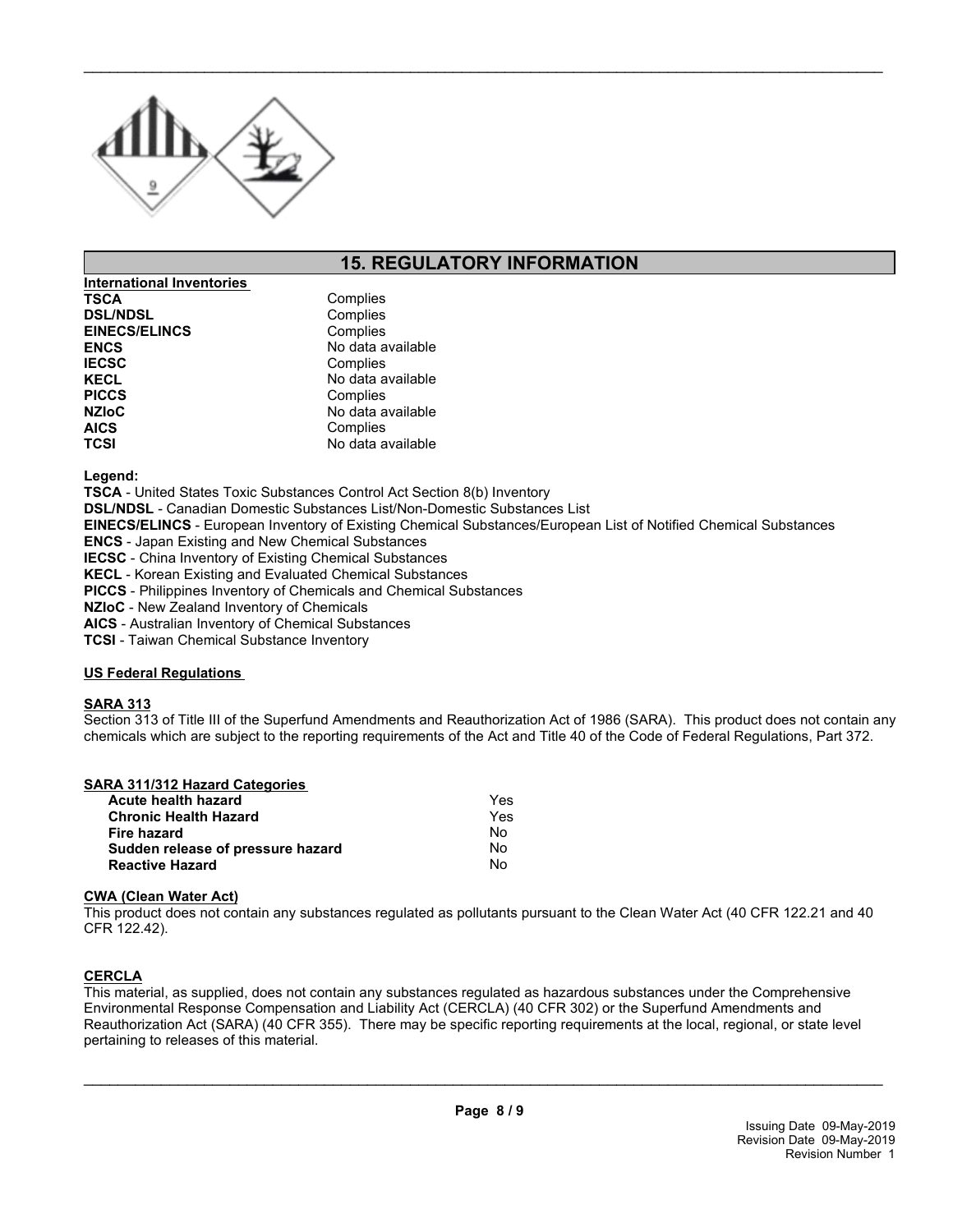## 15. REGULATORY INFORMATION

**International Inventories**

| | |
|---|---|
| **TSCA** | Complies |
| **DSL/NDSL** | Complies |
| **EINECS/ELINCS** | Complies |
| **ENCS** | No data available |
| **IECSC** | Complies |
| **KECL** | No data available |
| **PICCS** | Complies |
| **NZIoC** | No data available |
| **AICS** | Complies |
| **TCSI** | No data available |

**Legend:**

**TSCA** - United States Toxic Substances Control Act Section 8(b) Inventory
**DSL/NDSL** - Canadian Domestic Substances List/Non-Domestic Substances List
**EINECS/ELINCS** - European Inventory of Existing Chemical Substances/European List of Notified Chemical Substances
**ENCS** - Japan Existing and New Chemical Substances
**IECSC** - China Inventory of Existing Chemical Substances
**KECL** - Korean Existing and Evaluated Chemical Substances
**PICCS** - Philippines Inventory of Chemicals and Chemical Substances
**NZIoC** - New Zealand Inventory of Chemicals
**AICS** - Australian Inventory of Chemical Substances
**TCSI** - Taiwan Chemical Substance Inventory

**US Federal Regulations**

**SARA 313**

Section 313 of Title III of the Superfund Amendments and Reauthorization Act of 1986 (SARA). This product does not contain any chemicals which are subject to the reporting requirements of the Act and Title 40 of the Code of Federal Regulations, Part 372.

**SARA 311/312 Hazard Categories**

| | |
|---|---|
| **Acute health hazard** | Yes |
| **Chronic Health Hazard** | Yes |
| **Fire hazard** | No |
| **Sudden release of pressure hazard** | No |
| **Reactive Hazard** | No |

**CWA (Clean Water Act)**

This product does not contain any substances regulated as pollutants pursuant to the Clean Water Act (40 CFR 122.21 and 40 CFR 122.42).

**CERCLA**

This material, as supplied, does not contain any substances regulated as hazardous substances under the Comprehensive Environmental Response Compensation and Liability Act (CERCLA) (40 CFR 302) or the Superfund Amendments and Reauthorization Act (SARA) (40 CFR 355). There may be specific reporting requirements at the local, regional, or state level pertaining to releases of this material.

Issuing Date 09-May-2019
Revision Date 09-May-2019
Revision Number 1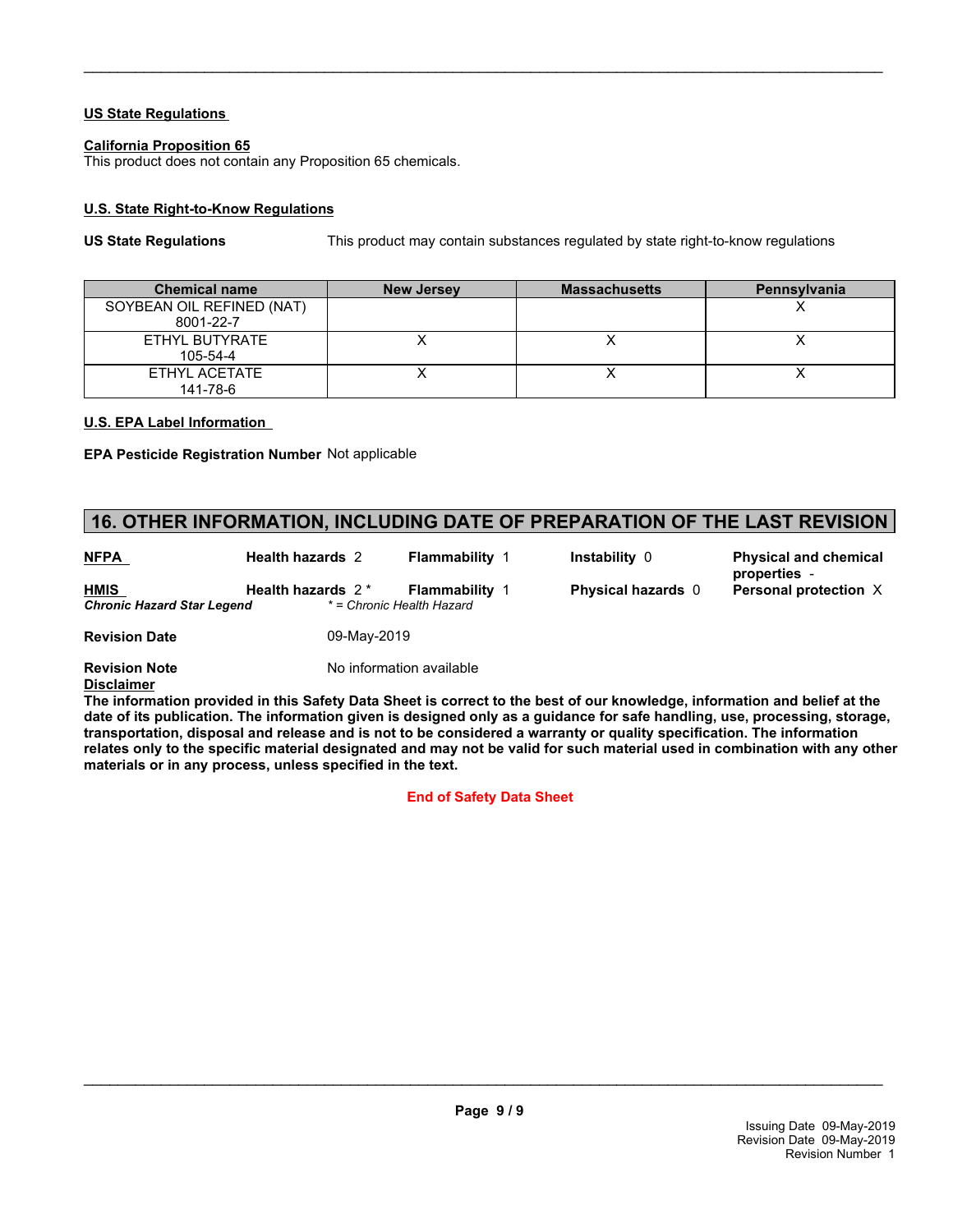**US State Regulations**

**California Proposition 65**
This product does not contain any Proposition 65 chemicals.

**U.S. State Right-to-Know Regulations**

**US State Regulations** This product may contain substances regulated by state right-to-know regulations

| Chemical name | New Jersey | Massachusetts | Pennsylvania |
|---|---|---|---|
| SOYBEAN OIL REFINED (NAT) 8001-22-7 | | | X |
| ETHYL BUTYRATE 105-54-4 | X | X | X |
| ETHYL ACETATE 141-78-6 | X | X | X |

**U.S. EPA Label Information**

**EPA Pesticide Registration Number** Not applicable

## 16. OTHER INFORMATION, INCLUDING DATE OF PREPARATION OF THE LAST REVISION

**NFPA** **Health hazards** 2 **Flammability** 1 **Instability** 0 **Physical and chemical properties** -

**HMIS** **Health hazards** 2 * **Flammability** 1 **Physical hazards** 0 **Personal protection** X

***Chronic Hazard Star Legend*** *\* = Chronic Health Hazard*

**Revision Date** 09-May-2019

**Revision Note** No information available

**Disclaimer**

**The information provided in this Safety Data Sheet is correct to the best of our knowledge, information and belief at the date of its publication. The information given is designed only as a guidance for safe handling, use, processing, storage, transportation, disposal and release and is not to be considered a warranty or quality specification. The information relates only to the specific material designated and may not be valid for such material used in combination with any other materials or in any process, unless specified in the text.**

**End of Safety Data Sheet**

Issuing Date 09-May-2019
Revision Date 09-May-2019
Revision Number 1